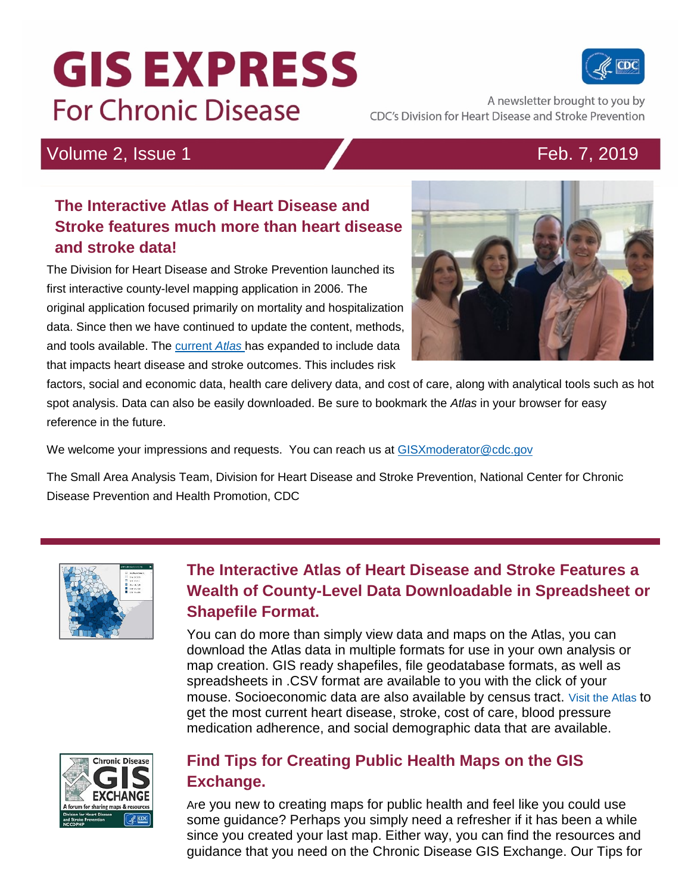# GIS EXPRESS

## For Chronic Disease

A newsletter brought to you by CDC's Division for Heart Disease and Stroke Prevention

Volume 2, Issue 1 | Feb. 7, 2019

## The Interactive Atlas of Heart Disease and Stroke features much more than heart disease and stroke data!

The Division for Heart Disease and Stroke Prevention launched its first interactive county-level mapping application in 2006. The original application focused primarily on mortality and hospitalization data. Since then we have continued to update the content, methods, and tools available. The [current *Atlas*] has expanded to include data that impacts heart disease and stroke outcomes. This includes risk factors, social and economic data, health care delivery data, and cost of care, along with analytical tools such as hot spot analysis. Data can also be easily downloaded. Be sure to bookmark the *Atlas* in your browser for easy reference in the future.

We welcome your impressions and requests. You can reach us at GISXmoderator@cdc.gov

The Small Area Analysis Team, Division for Heart Disease and Stroke Prevention, National Center for Chronic Disease Prevention and Health Promotion, CDC

## The Interactive Atlas of Heart Disease and Stroke Features a Wealth of County-Level Data Downloadable in Spreadsheet or Shapefile Format.

You can do more than simply view data and maps on the Atlas, you can download the Atlas data in multiple formats for use in your own analysis or map creation. GIS ready shapefiles, file geodatabase formats, as well as spreadsheets in .CSV format are available to you with the click of your mouse. Socioeconomic data are also available by census tract. Visit the Atlas to get the most current heart disease, stroke, cost of care, blood pressure medication adherence, and social demographic data that are available.

## Find Tips for Creating Public Health Maps on the GIS Exchange.

Are you new to creating maps for public health and feel like you could use some guidance? Perhaps you simply need a refresher if it has been a while since you created your last map. Either way, you can find the resources and guidance that you need on the Chronic Disease GIS Exchange. Our Tips for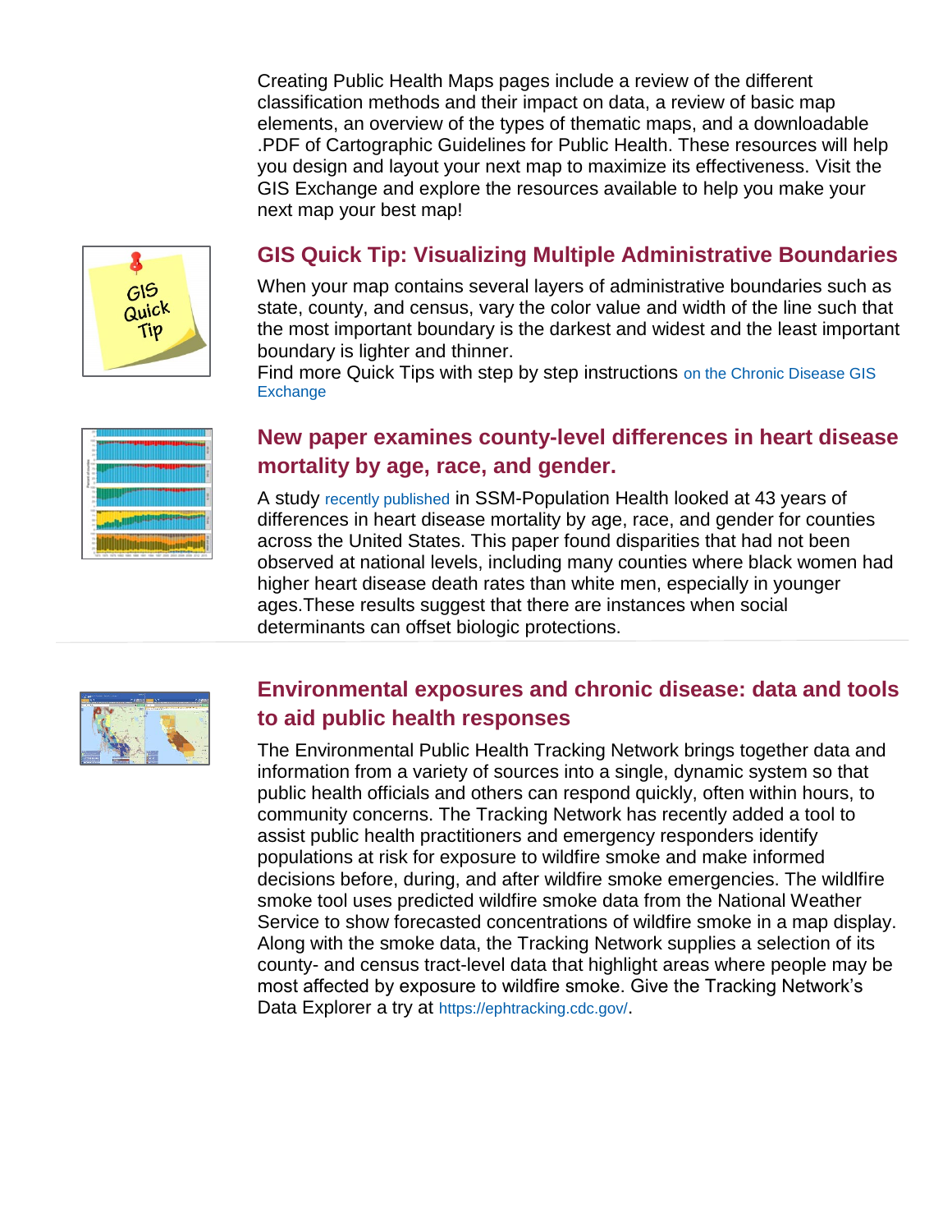Creating Public Health Maps pages include a review of the different classification methods and their impact on data, a review of basic map elements, an overview of the types of thematic maps, and a downloadable .PDF of Cartographic Guidelines for Public Health. These resources will help you design and layout your next map to maximize its effectiveness. Visit the GIS Exchange and explore the resources available to help you make your next map your best map!

## GIS Quick Tip: Visualizing Multiple Administrative Boundaries

When your map contains several layers of administrative boundaries such as state, county, and census, vary the color value and width of the line such that the most important boundary is the darkest and widest and the least important boundary is lighter and thinner.
Find more Quick Tips with step by step instructions on the Chronic Disease GIS Exchange

## New paper examines county-level differences in heart disease mortality by age, race, and gender.

A study recently published in SSM-Population Health looked at 43 years of differences in heart disease mortality by age, race, and gender for counties across the United States. This paper found disparities that had not been observed at national levels, including many counties where black women had higher heart disease death rates than white men, especially in younger ages.These results suggest that there are instances when social determinants can offset biologic protections.

## Environmental exposures and chronic disease: data and tools to aid public health responses

The Environmental Public Health Tracking Network brings together data and information from a variety of sources into a single, dynamic system so that public health officials and others can respond quickly, often within hours, to community concerns. The Tracking Network has recently added a tool to assist public health practitioners and emergency responders identify populations at risk for exposure to wildfire smoke and make informed decisions before, during, and after wildfire smoke emergencies. The wildfire smoke tool uses predicted wildfire smoke data from the National Weather Service to show forecasted concentrations of wildfire smoke in a map display. Along with the smoke data, the Tracking Network supplies a selection of its county- and census tract-level data that highlight areas where people may be most affected by exposure to wildfire smoke. Give the Tracking Network's Data Explorer a try at https://ephtracking.cdc.gov/.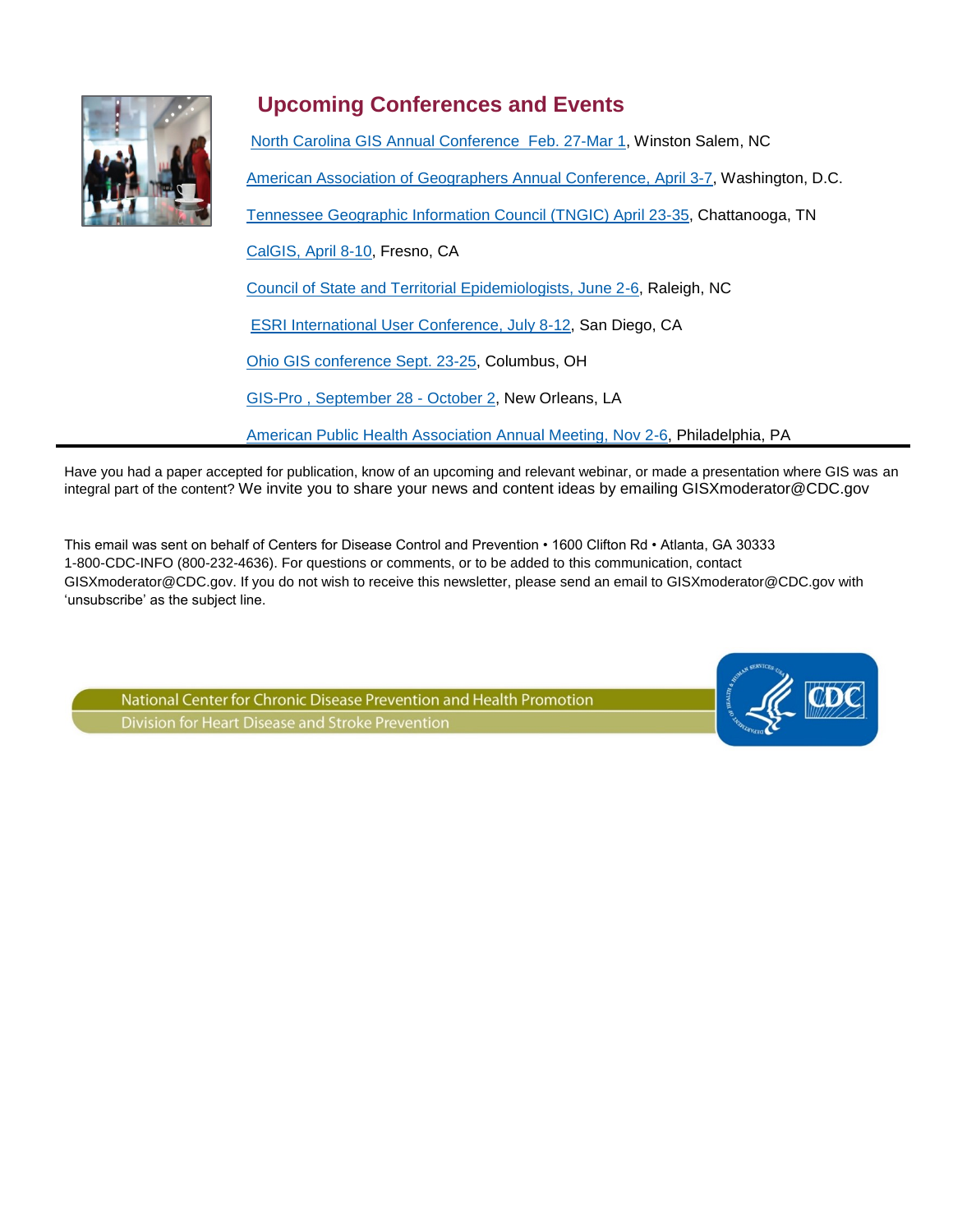## Upcoming Conferences and Events

North Carolina GIS Annual Conference Feb. 27-Mar 1, Winston Salem, NC

American Association of Geographers Annual Conference, April 3-7, Washington, D.C.

Tennessee Geographic Information Council (TNGIC) April 23-35, Chattanooga, TN

CalGIS, April 8-10, Fresno, CA

Council of State and Territorial Epidemiologists, June 2-6, Raleigh, NC

ESRI International User Conference, July 8-12, San Diego, CA

Ohio GIS conference Sept. 23-25, Columbus, OH

GIS-Pro , September 28 - October 2, New Orleans, LA

American Public Health Association Annual Meeting, Nov 2-6, Philadelphia, PA

---

Have you had a paper accepted for publication, know of an upcoming and relevant webinar, or made a presentation where GIS was an integral part of the content? We invite you to share your news and content ideas by emailing GISXmoderator@CDC.gov

This email was sent on behalf of Centers for Disease Control and Prevention • 1600 Clifton Rd • Atlanta, GA 30333
1-800-CDC-INFO (800-232-4636). For questions or comments, or to be added to this communication, contact GISXmoderator@CDC.gov. If you do not wish to receive this newsletter, please send an email to GISXmoderator@CDC.gov with 'unsubscribe' as the subject line.

National Center for Chronic Disease Prevention and Health Promotion
Division for Heart Disease and Stroke Prevention